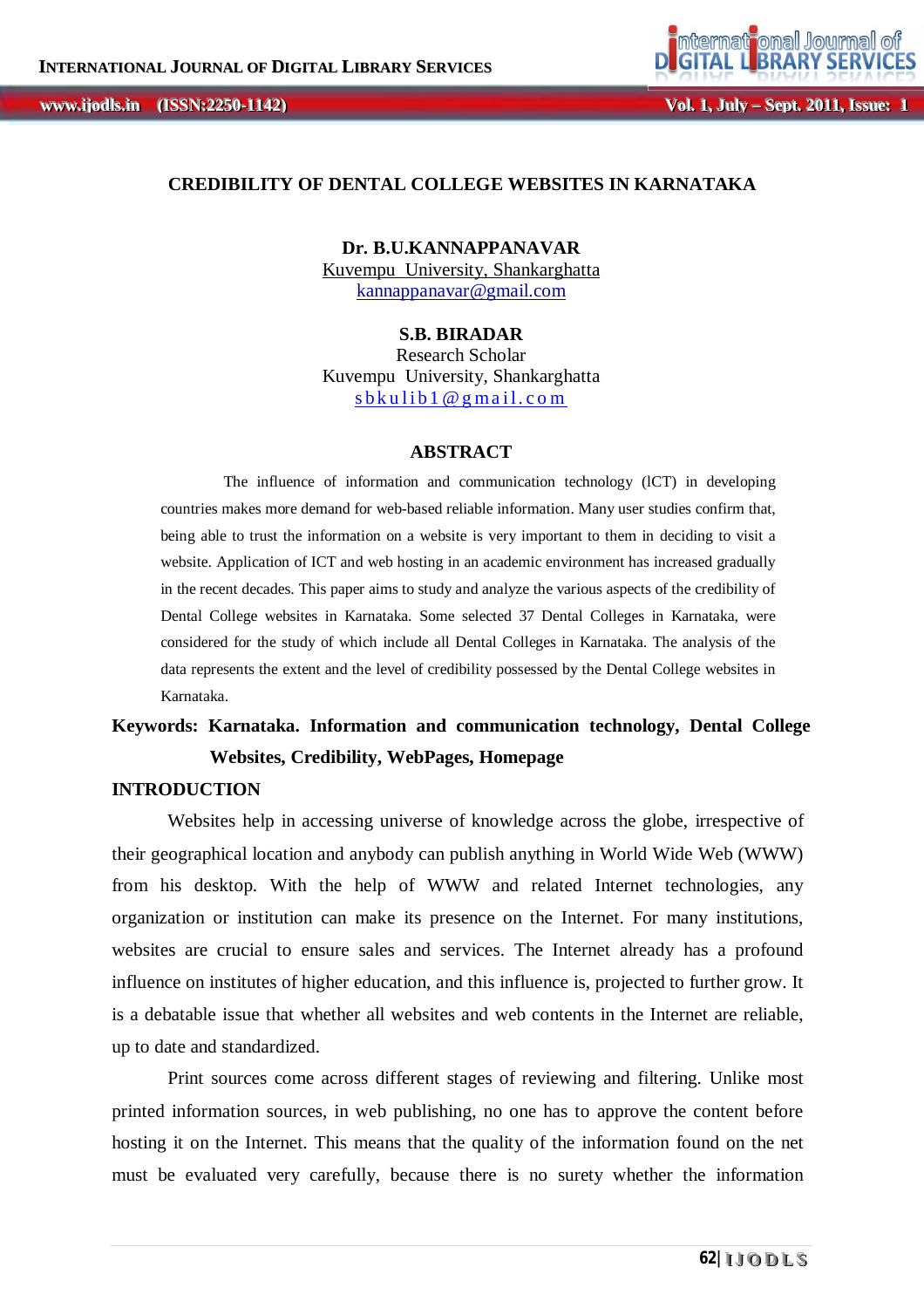# CREDIBILITY OF DENTAL COLLEGE WEBSITES IN KARNATAKA

**Dr. B.U.KANNAPPANAVAR**
Kuvempu University, Shankarghatta
kannappanavar@gmail.com

**S.B. BIRADAR**
Research Scholar
Kuvempu University, Shankarghatta
sbkulib1@gmail.com

## ABSTRACT

The influence of information and communication technology (lCT) in developing countries makes more demand for web-based reliable information. Many user studies confirm that, being able to trust the information on a website is very important to them in deciding to visit a website. Application of ICT and web hosting in an academic environment has increased gradually in the recent decades. This paper aims to study and analyze the various aspects of the credibility of Dental College websites in Karnataka. Some selected 37 Dental Colleges in Karnataka, were considered for the study of which include all Dental Colleges in Karnataka. The analysis of the data represents the extent and the level of credibility possessed by the Dental College websites in Karnataka.

**Keywords: Karnataka. Information and communication technology, Dental College Websites, Credibility, WebPages, Homepage**

## INTRODUCTION

Websites help in accessing universe of knowledge across the globe, irrespective of their geographical location and anybody can publish anything in World Wide Web (WWW) from his desktop. With the help of WWW and related Internet technologies, any organization or institution can make its presence on the Internet. For many institutions, websites are crucial to ensure sales and services. The Internet already has a profound influence on institutes of higher education, and this influence is, projected to further grow. It is a debatable issue that whether all websites and web contents in the Internet are reliable, up to date and standardized.

Print sources come across different stages of reviewing and filtering. Unlike most printed information sources, in web publishing, no one has to approve the content before hosting it on the Internet. This means that the quality of the information found on the net must be evaluated very carefully, because there is no surety whether the information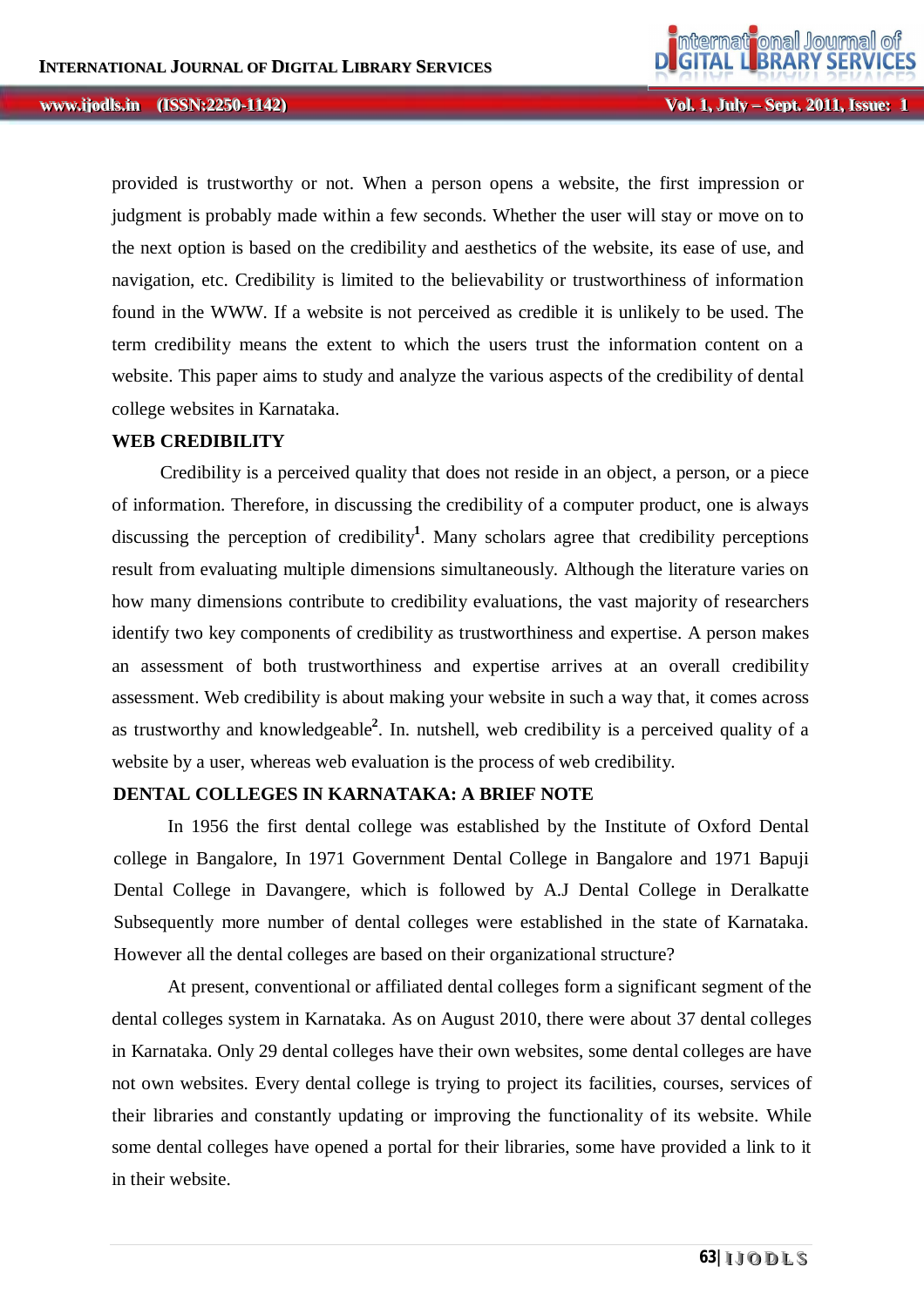provided is trustworthy or not. When a person opens a website, the first impression or judgment is probably made within a few seconds. Whether the user will stay or move on to the next option is based on the credibility and aesthetics of the website, its ease of use, and navigation, etc. Credibility is limited to the believability or trustworthiness of information found in the WWW. If a website is not perceived as credible it is unlikely to be used. The term credibility means the extent to which the users trust the information content on a website. This paper aims to study and analyze the various aspects of the credibility of dental college websites in Karnataka.

## WEB CREDIBILITY

Credibility is a perceived quality that does not reside in an object, a person, or a piece of information. Therefore, in discussing the credibility of a computer product, one is always discussing the perception of credibility[1]. Many scholars agree that credibility perceptions result from evaluating multiple dimensions simultaneously. Although the literature varies on how many dimensions contribute to credibility evaluations, the vast majority of researchers identify two key components of credibility as trustworthiness and expertise. A person makes an assessment of both trustworthiness and expertise arrives at an overall credibility assessment. Web credibility is about making your website in such a way that, it comes across as trustworthy and knowledgeable[2]. In. nutshell, web credibility is a perceived quality of a website by a user, whereas web evaluation is the process of web credibility.

## DENTAL COLLEGES IN KARNATAKA: A BRIEF NOTE

In 1956 the first dental college was established by the Institute of Oxford Dental college in Bangalore, In 1971 Government Dental College in Bangalore and 1971 Bapuji Dental College in Davangere, which is followed by A.J Dental College in Deralkatte Subsequently more number of dental colleges were established in the state of Karnataka. However all the dental colleges are based on their organizational structure?

At present, conventional or affiliated dental colleges form a significant segment of the dental colleges system in Karnataka. As on August 2010, there were about 37 dental colleges in Karnataka. Only 29 dental colleges have their own websites, some dental colleges are have not own websites. Every dental college is trying to project its facilities, courses, services of their libraries and constantly updating or improving the functionality of its website. While some dental colleges have opened a portal for their libraries, some have provided a link to it in their website.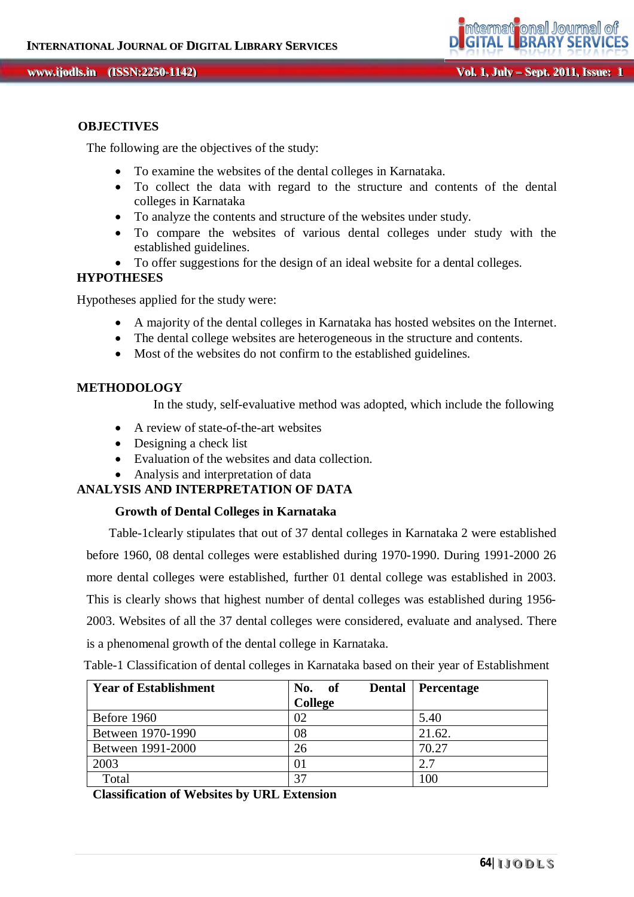## OBJECTIVES

The following are the objectives of the study:

- To examine the websites of the dental colleges in Karnataka.
- To collect the data with regard to the structure and contents of the dental colleges in Karnataka
- To analyze the contents and structure of the websites under study.
- To compare the websites of various dental colleges under study with the established guidelines.
- To offer suggestions for the design of an ideal website for a dental colleges.

## HYPOTHESES

Hypotheses applied for the study were:

- A majority of the dental colleges in Karnataka has hosted websites on the Internet.
- The dental college websites are heterogeneous in the structure and contents.
- Most of the websites do not confirm to the established guidelines.

## METHODOLOGY

In the study, self-evaluative method was adopted, which include the following

- A review of state-of-the-art websites
- Designing a check list
- Evaluation of the websites and data collection.
- Analysis and interpretation of data

## ANALYSIS AND INTERPRETATION OF DATA

### Growth of Dental Colleges in Karnataka

Table-1clearly stipulates that out of 37 dental colleges in Karnataka 2 were established before 1960, 08 dental colleges were established during 1970-1990. During 1991-2000 26 more dental colleges were established, further 01 dental college was established in 2003. This is clearly shows that highest number of dental colleges was established during 1956-2003. Websites of all the 37 dental colleges were considered, evaluate and analysed. There is a phenomenal growth of the dental college in Karnataka.

Table-1 Classification of dental colleges in Karnataka based on their year of Establishment

| Year of Establishment | No. of Dental College | Percentage |
|---|---|---|
| Before 1960 | 02 | 5.40 |
| Between 1970-1990 | 08 | 21.62. |
| Between 1991-2000 | 26 | 70.27 |
| 2003 | 01 | 2.7 |
| Total | 37 | 100 |

### Classification of Websites by URL Extension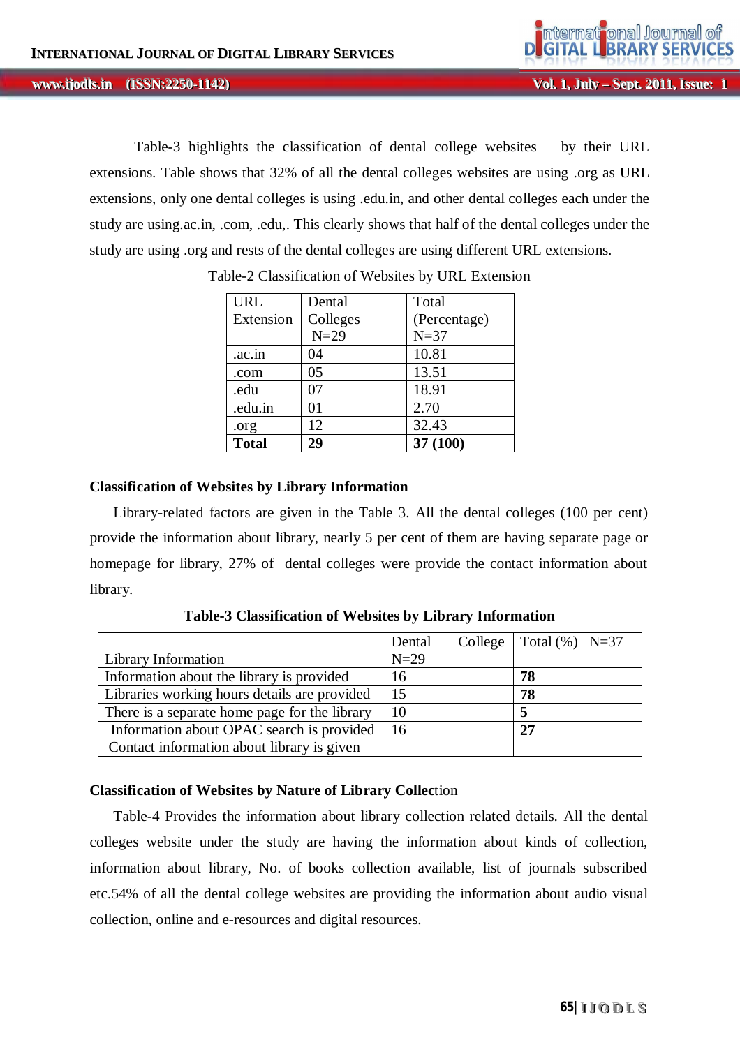Table-3 highlights the classification of dental college websites by their URL extensions. Table shows that 32% of all the dental colleges websites are using .org as URL extensions, only one dental colleges is using .edu.in, and other dental colleges each under the study are using.ac.in, .com, .edu,. This clearly shows that half of the dental colleges under the study are using .org and rests of the dental colleges are using different URL extensions.

Table-2 Classification of Websites by URL Extension

| URL Extension | Dental Colleges N=29 | Total (Percentage) N=37 |
|---|---|---|
| .ac.in | 04 | 10.81 |
| .com | 05 | 13.51 |
| .edu | 07 | 18.91 |
| .edu.in | 01 | 2.70 |
| .org | 12 | 32.43 |
| **Total** | **29** | **37 (100)** |

### Classification of Websites by Library Information

Library-related factors are given in the Table 3. All the dental colleges (100 per cent) provide the information about library, nearly 5 per cent of them are having separate page or homepage for library, 27% of dental colleges were provide the contact information about library.

**Table-3 Classification of Websites by Library Information**

| Library Information | Dental College N=29 | Total (%) N=37 |
|---|---|---|
| Information about the library is provided | 16 | **78** |
| Libraries working hours details are provided | 15 | **78** |
| There is a separate home page for the library | 10 | **5** |
| Information about OPAC search is provided<br>Contact information about library is given | 16 | **27** |

### Classification of Websites by Nature of Library Collection

Table-4 Provides the information about library collection related details. All the dental colleges website under the study are having the information about kinds of collection, information about library, No. of books collection available, list of journals subscribed etc.54% of all the dental college websites are providing the information about audio visual collection, online and e-resources and digital resources.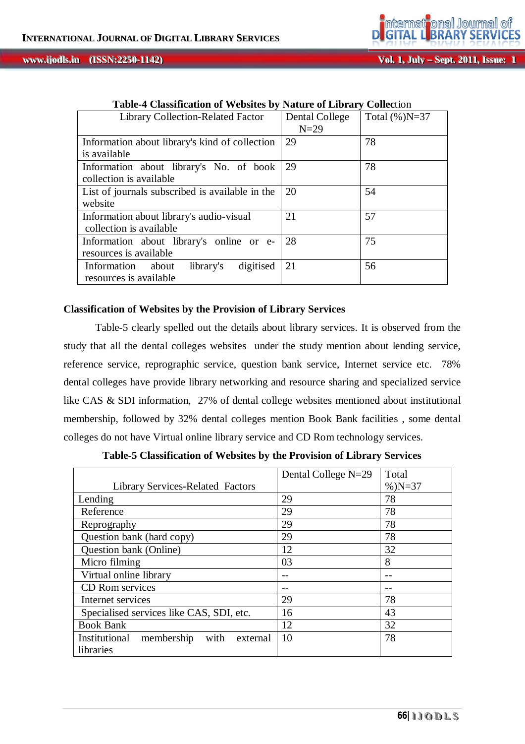**Table-4 Classification of Websites by Nature of Library Collection**

| Library Collection-Related Factor | Dental College N=29 | Total (%)N=37 |
|---|---|---|
| Information about library's kind of collection is available | 29 | 78 |
| Information about library's No. of book collection is available | 29 | 78 |
| List of journals subscribed is available in the website | 20 | 54 |
| Information about library's audio-visual collection is available | 21 | 57 |
| Information about library's online or e-resources is available | 28 | 75 |
| Information about library's digitised resources is available | 21 | 56 |

### Classification of Websites by the Provision of Library Services

Table-5 clearly spelled out the details about library services. It is observed from the study that all the dental colleges websites under the study mention about lending service, reference service, reprographic service, question bank service, Internet service etc. 78% dental colleges have provide library networking and resource sharing and specialized service like CAS & SDI information, 27% of dental college websites mentioned about institutional membership, followed by 32% dental colleges mention Book Bank facilities , some dental colleges do not have Virtual online library service and CD Rom technology services.

**Table-5 Classification of Websites by the Provision of Library Services**

| Library Services-Related Factors | Dental College N=29 | Total %)N=37 |
|---|---|---|
| Lending | 29 | 78 |
| Reference | 29 | 78 |
| Reprography | 29 | 78 |
| Question bank (hard copy) | 29 | 78 |
| Question bank (Online) | 12 | 32 |
| Micro filming | 03 | 8 |
| Virtual online library | -- | -- |
| CD Rom services | -- | -- |
| Internet services | 29 | 78 |
| Specialised services like CAS, SDI, etc. | 16 | 43 |
| Book Bank | 12 | 32 |
| Institutional membership with external libraries | 10 | 78 |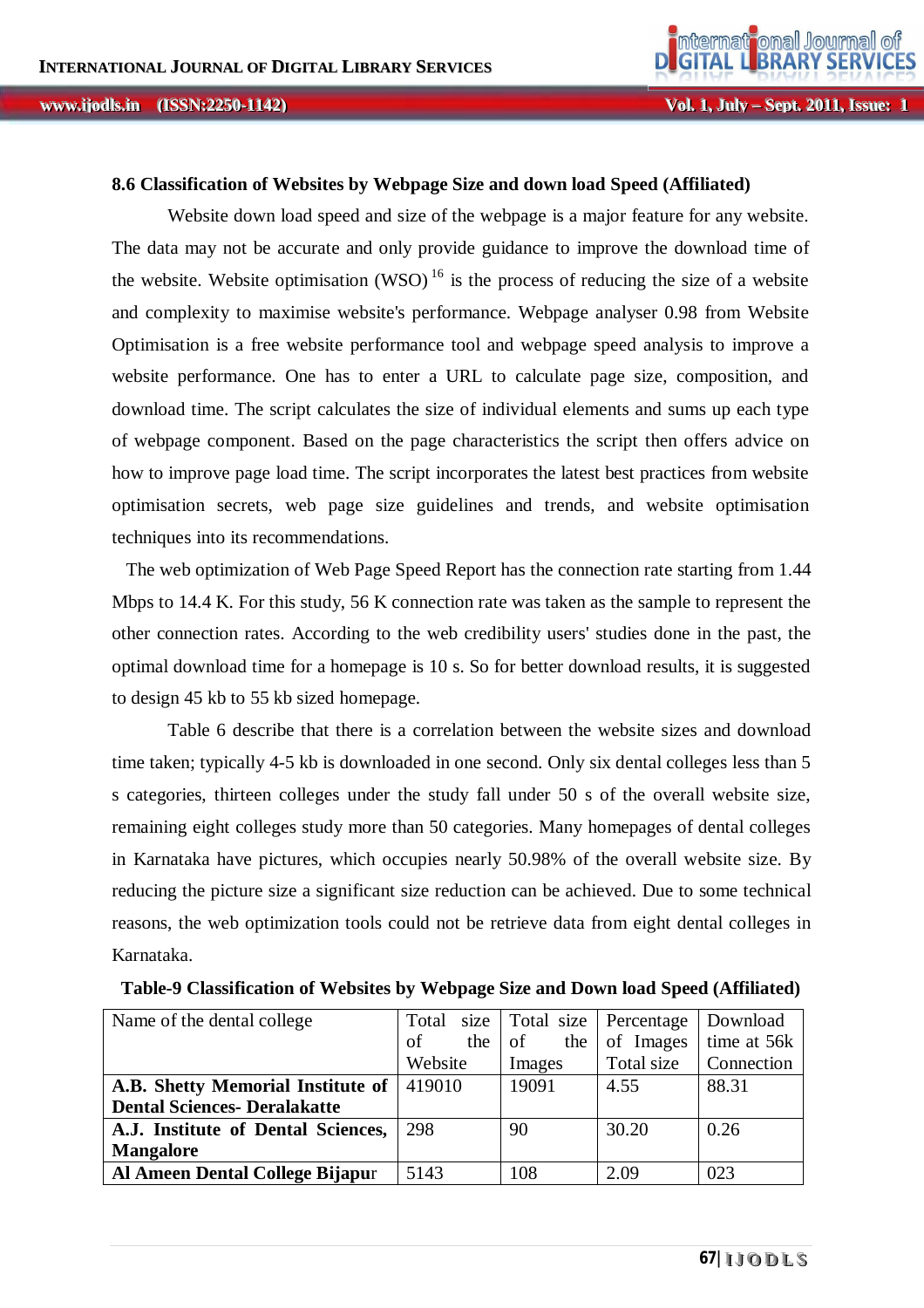### 8.6 Classification of Websites by Webpage Size and down load Speed (Affiliated)

Website down load speed and size of the webpage is a major feature for any website. The data may not be accurate and only provide guidance to improve the download time of the website. Website optimisation (WSO) [16] is the process of reducing the size of a website and complexity to maximise website's performance. Webpage analyser 0.98 from Website Optimisation is a free website performance tool and webpage speed analysis to improve a website performance. One has to enter a URL to calculate page size, composition, and download time. The script calculates the size of individual elements and sums up each type of webpage component. Based on the page characteristics the script then offers advice on how to improve page load time. The script incorporates the latest best practices from website optimisation secrets, web page size guidelines and trends, and website optimisation techniques into its recommendations.

The web optimization of Web Page Speed Report has the connection rate starting from 1.44 Mbps to 14.4 K. For this study, 56 K connection rate was taken as the sample to represent the other connection rates. According to the web credibility users' studies done in the past, the optimal download time for a homepage is 10 s. So for better download results, it is suggested to design 45 kb to 55 kb sized homepage.

Table 6 describe that there is a correlation between the website sizes and download time taken; typically 4-5 kb is downloaded in one second. Only six dental colleges less than 5 s categories, thirteen colleges under the study fall under 50 s of the overall website size, remaining eight colleges study more than 50 categories. Many homepages of dental colleges in Karnataka have pictures, which occupies nearly 50.98% of the overall website size. By reducing the picture size a significant size reduction can be achieved. Due to some technical reasons, the web optimization tools could not be retrieve data from eight dental colleges in Karnataka.

**Table-9 Classification of Websites by Webpage Size and Down load Speed (Affiliated)**

| Name of the dental college | Total size of the Website | Total size of the Images | Percentage of Images Total size | Download time at 56k Connection |
|---|---|---|---|---|
| **A.B. Shetty Memorial Institute of Dental Sciences- Deralakatte** | 419010 | 19091 | 4.55 | 88.31 |
| **A.J. Institute of Dental Sciences, Mangalore** | 298 | 90 | 30.20 | 0.26 |
| **Al Ameen Dental College Bijapur** | 5143 | 108 | 2.09 | 023 |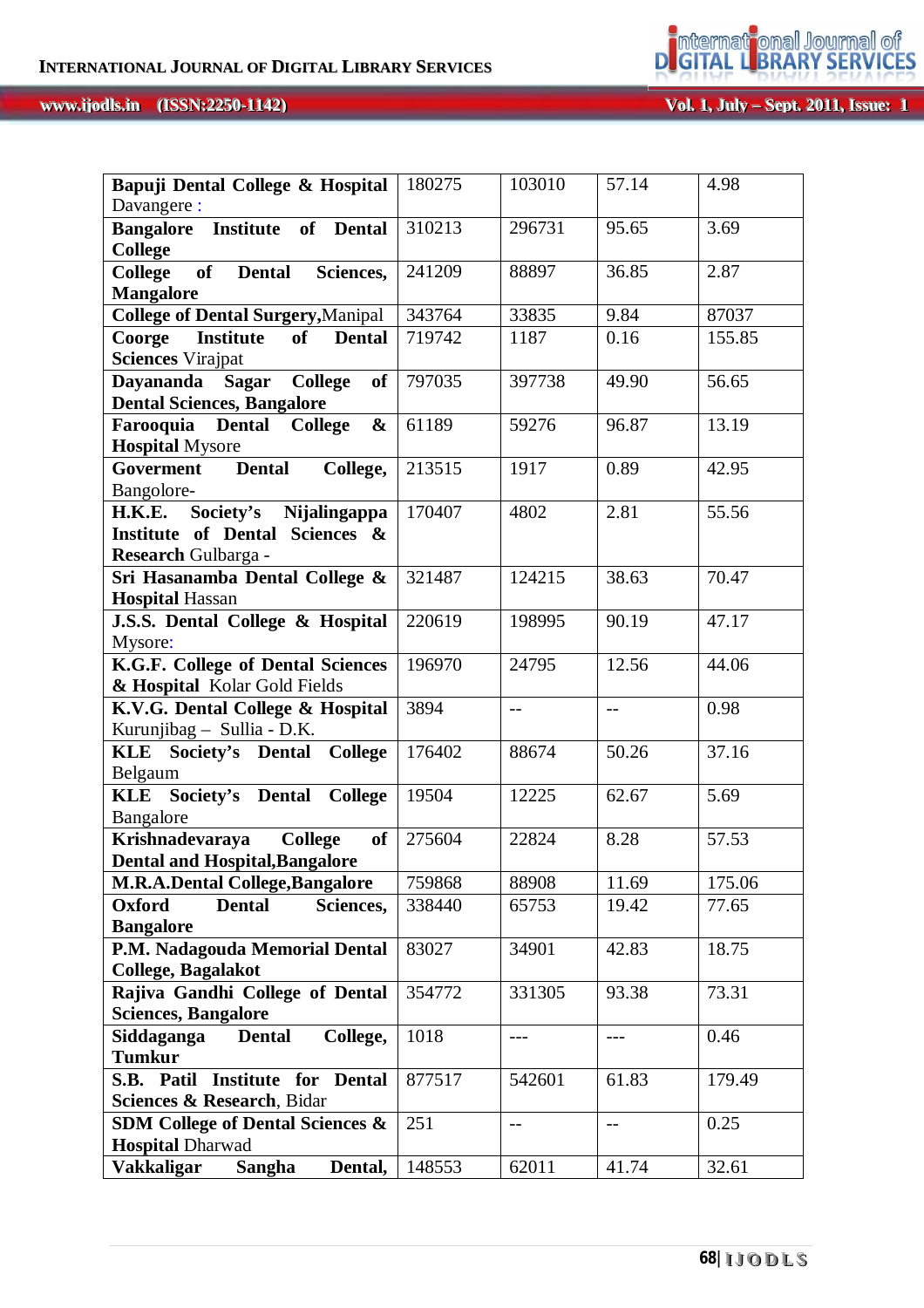| **Bapuji Dental College & Hospital** Davangere : | 180275 | 103010 | 57.14 | 4.98 |
|---|---|---|---|---|
| **Bangalore Institute of Dental College** | 310213 | 296731 | 95.65 | 3.69 |
| **College of Dental Sciences, Mangalore** | 241209 | 88897 | 36.85 | 2.87 |
| **College of Dental Surgery,**Manipal | 343764 | 33835 | 9.84 | 87037 |
| **Coorge Institute of Dental Sciences** Virajpat | 719742 | 1187 | 0.16 | 155.85 |
| **Dayananda Sagar College of Dental Sciences, Bangalore** | 797035 | 397738 | 49.90 | 56.65 |
| **Farooquia Dental College & Hospital** Mysore | 61189 | 59276 | 96.87 | 13.19 |
| **Goverment Dental College,** Bangolore- | 213515 | 1917 | 0.89 | 42.95 |
| **H.K.E. Society's Nijalingappa Institute of Dental Sciences & Research** Gulbarga - | 170407 | 4802 | 2.81 | 55.56 |
| **Sri Hasanamba Dental College & Hospital** Hassan | 321487 | 124215 | 38.63 | 70.47 |
| **J.S.S. Dental College & Hospital** Mysore: | 220619 | 198995 | 90.19 | 47.17 |
| **K.G.F. College of Dental Sciences & Hospital** Kolar Gold Fields | 196970 | 24795 | 12.56 | 44.06 |
| **K.V.G. Dental College & Hospital** Kurunjibag – Sullia - D.K. | 3894 | -- | -- | 0.98 |
| **KLE Society's Dental College** Belgaum | 176402 | 88674 | 50.26 | 37.16 |
| **KLE Society's Dental College** Bangalore | 19504 | 12225 | 62.67 | 5.69 |
| **Krishnadevaraya College of Dental and Hospital,Bangalore** | 275604 | 22824 | 8.28 | 57.53 |
| **M.R.A.Dental College,Bangalore** | 759868 | 88908 | 11.69 | 175.06 |
| **Oxford Dental Sciences, Bangalore** | 338440 | 65753 | 19.42 | 77.65 |
| **P.M. Nadagouda Memorial Dental College, Bagalakot** | 83027 | 34901 | 42.83 | 18.75 |
| **Rajiva Gandhi College of Dental Sciences, Bangalore** | 354772 | 331305 | 93.38 | 73.31 |
| **Siddaganga Dental College, Tumkur** | 1018 | --- | --- | 0.46 |
| **S.B. Patil Institute for Dental Sciences & Research**, Bidar | 877517 | 542601 | 61.83 | 179.49 |
| **SDM College of Dental Sciences & Hospital** Dharwad | 251 | -- | -- | 0.25 |
| **Vakkaligar Sangha Dental,** | 148553 | 62011 | 41.74 | 32.61 |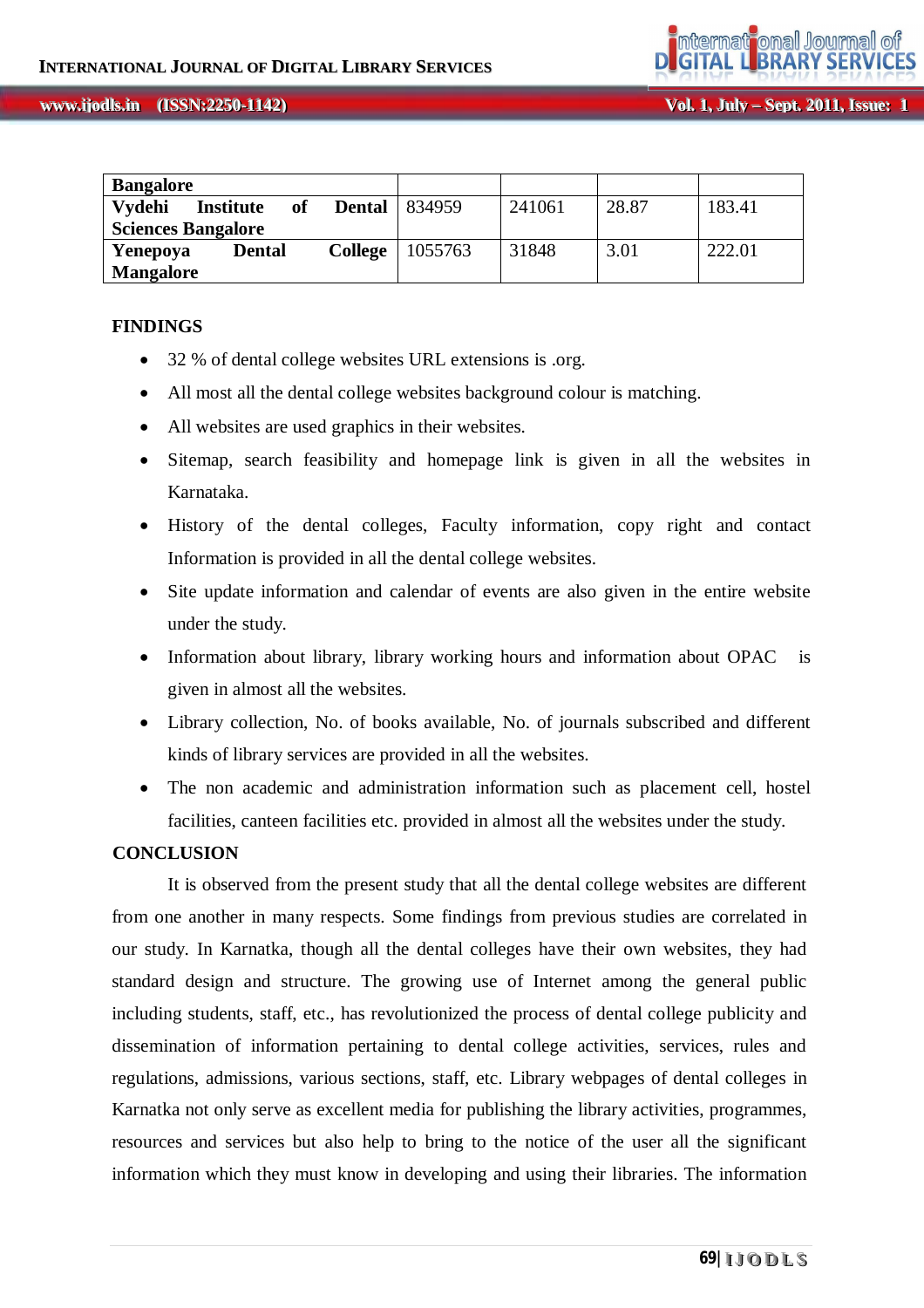| | | | | |
|---|---|---|---|---|
| **Bangalore** | | | | |
| **Vydehi Institute of Dental Sciences Bangalore** | 834959 | 241061 | 28.87 | 183.41 |
| **Yenepoya Dental College Mangalore** | 1055763 | 31848 | 3.01 | 222.01 |

## FINDINGS

- 32 % of dental college websites URL extensions is .org.
- All most all the dental college websites background colour is matching.
- All websites are used graphics in their websites.
- Sitemap, search feasibility and homepage link is given in all the websites in Karnataka.
- History of the dental colleges, Faculty information, copy right and contact Information is provided in all the dental college websites.
- Site update information and calendar of events are also given in the entire website under the study.
- Information about library, library working hours and information about OPAC is given in almost all the websites.
- Library collection, No. of books available, No. of journals subscribed and different kinds of library services are provided in all the websites.
- The non academic and administration information such as placement cell, hostel facilities, canteen facilities etc. provided in almost all the websites under the study.

## CONCLUSION

It is observed from the present study that all the dental college websites are different from one another in many respects. Some findings from previous studies are correlated in our study. In Karnatka, though all the dental colleges have their own websites, they had standard design and structure. The growing use of Internet among the general public including students, staff, etc., has revolutionized the process of dental college publicity and dissemination of information pertaining to dental college activities, services, rules and regulations, admissions, various sections, staff, etc. Library webpages of dental colleges in Karnatka not only serve as excellent media for publishing the library activities, programmes, resources and services but also help to bring to the notice of the user all the significant information which they must know in developing and using their libraries. The information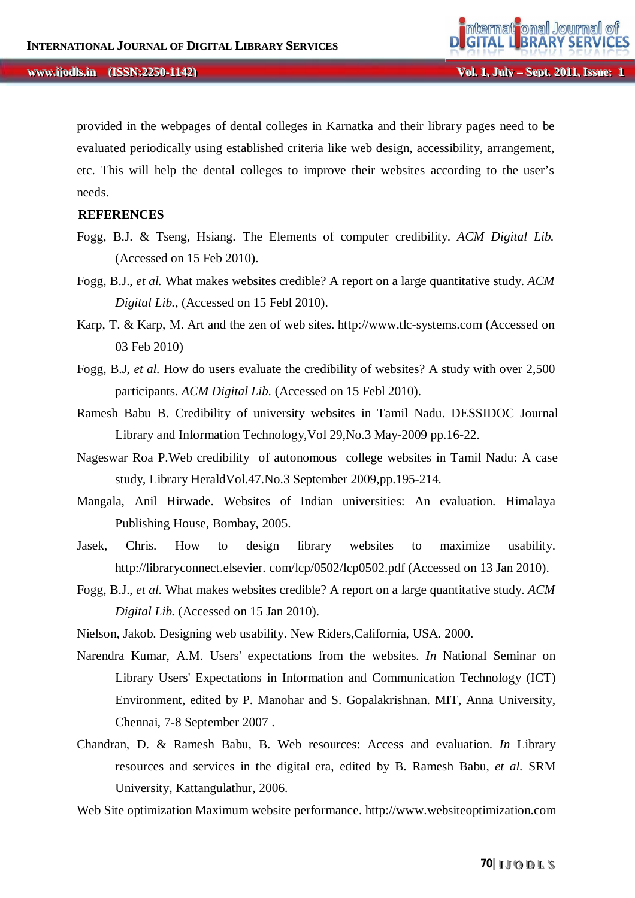provided in the webpages of dental colleges in Karnatka and their library pages need to be evaluated periodically using established criteria like web design, accessibility, arrangement, etc. This will help the dental colleges to improve their websites according to the user's needs.

**REFERENCES**

Fogg, B.J. & Tseng, Hsiang. The Elements of computer credibility. *ACM Digital Lib.* (Accessed on 15 Feb 2010).

Fogg, B.J., *et al.* What makes websites credible? A report on a large quantitative study. *ACM Digital Lib.*, (Accessed on 15 Febl 2010).

Karp, T. & Karp, M. Art and the zen of web sites. http://www.tlc-systems.com (Accessed on 03 Feb 2010)

Fogg, B.J, *et al.* How do users evaluate the credibility of websites? A study with over 2,500 participants. *ACM Digital Lib.* (Accessed on 15 Febl 2010).

Ramesh Babu B. Credibility of university websites in Tamil Nadu. DESSIDOC Journal Library and Information Technology,Vol 29,No.3 May-2009 pp.16-22.

Nageswar Roa P.Web credibility of autonomous college websites in Tamil Nadu: A case study, Library HeraldVol.47.No.3 September 2009,pp.195-214.

Mangala, Anil Hirwade. Websites of Indian universities: An evaluation. Himalaya Publishing House, Bombay, 2005.

Jasek, Chris. How to design library websites to maximize usability. http://libraryconnect.elsevier. com/lcp/0502/lcp0502.pdf (Accessed on 13 Jan 2010).

Fogg, B.J., *et al.* What makes websites credible? A report on a large quantitative study. *ACM Digital Lib.* (Accessed on 15 Jan 2010).

Nielson, Jakob. Designing web usability. New Riders,California, USA. 2000.

Narendra Kumar, A.M. Users' expectations from the websites. *In* National Seminar on Library Users' Expectations in Information and Communication Technology (ICT) Environment, edited by P. Manohar and S. Gopalakrishnan. MIT, Anna University, Chennai, 7-8 September 2007 .

Chandran, D. & Ramesh Babu, B. Web resources: Access and evaluation. *In* Library resources and services in the digital era, edited by B. Ramesh Babu, *et al.* SRM University, Kattangulathur, 2006.

Web Site optimization Maximum website performance. http://www.websiteoptimization.com